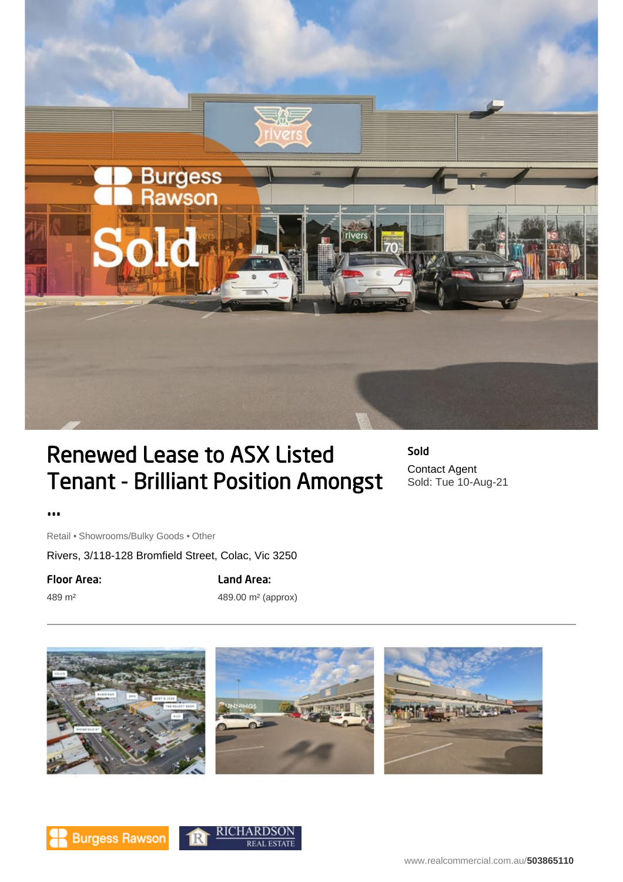# Renewed Lease to ASX Listed Tenant - Brilliant Position Amongst ...

**Sold**

Contact Agent
Sold: Tue 10-Aug-21

Retail • Showrooms/Bulky Goods • Other

Rivers, 3/118-128 Bromfield Street, Colac, Vic 3250

**Floor Area:**
489 m²

**Land Area:**
489.00 m² (approx)

---

www.realcommercial.com.au/**503865110**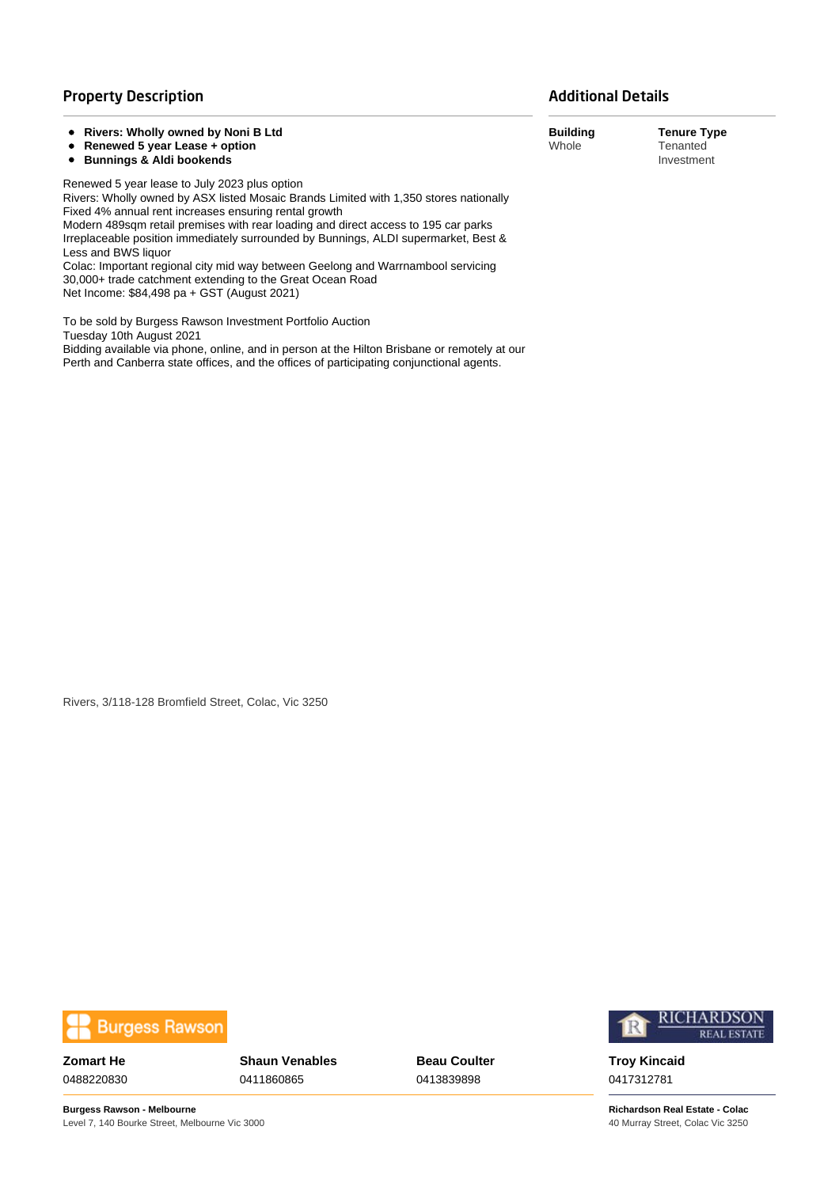## Property Description

- **Rivers: Wholly owned by Noni B Ltd**
- **Renewed 5 year Lease + option**
- **Bunnings & Aldi bookends**

Renewed 5 year lease to July 2023 plus option
Rivers: Wholly owned by ASX listed Mosaic Brands Limited with 1,350 stores nationally
Fixed 4% annual rent increases ensuring rental growth
Modern 489sqm retail premises with rear loading and direct access to 195 car parks
Irreplaceable position immediately surrounded by Bunnings, ALDI supermarket, Best & Less and BWS liquor
Colac: Important regional city mid way between Geelong and Warrnambool servicing 30,000+ trade catchment extending to the Great Ocean Road
Net Income: $84,498 pa + GST (August 2021)

To be sold by Burgess Rawson Investment Portfolio Auction
Tuesday 10th August 2021
Bidding available via phone, online, and in person at the Hilton Brisbane or remotely at our Perth and Canberra state offices, and the offices of participating conjunctional agents.

Rivers, 3/118-128 Bromfield Street, Colac, Vic 3250

## Additional Details

**Building**
Whole

**Tenure Type**
Tenanted Investment

Burgess Rawson

**Zomart He**
0488220830

**Shaun Venables**
0411860865

**Beau Coulter**
0413839898

**Burgess Rawson - Melbourne**
Level 7, 140 Bourke Street, Melbourne Vic 3000

RICHARDSON REAL ESTATE

**Troy Kincaid**
0417312781

**Richardson Real Estate - Colac**
40 Murray Street, Colac Vic 3250